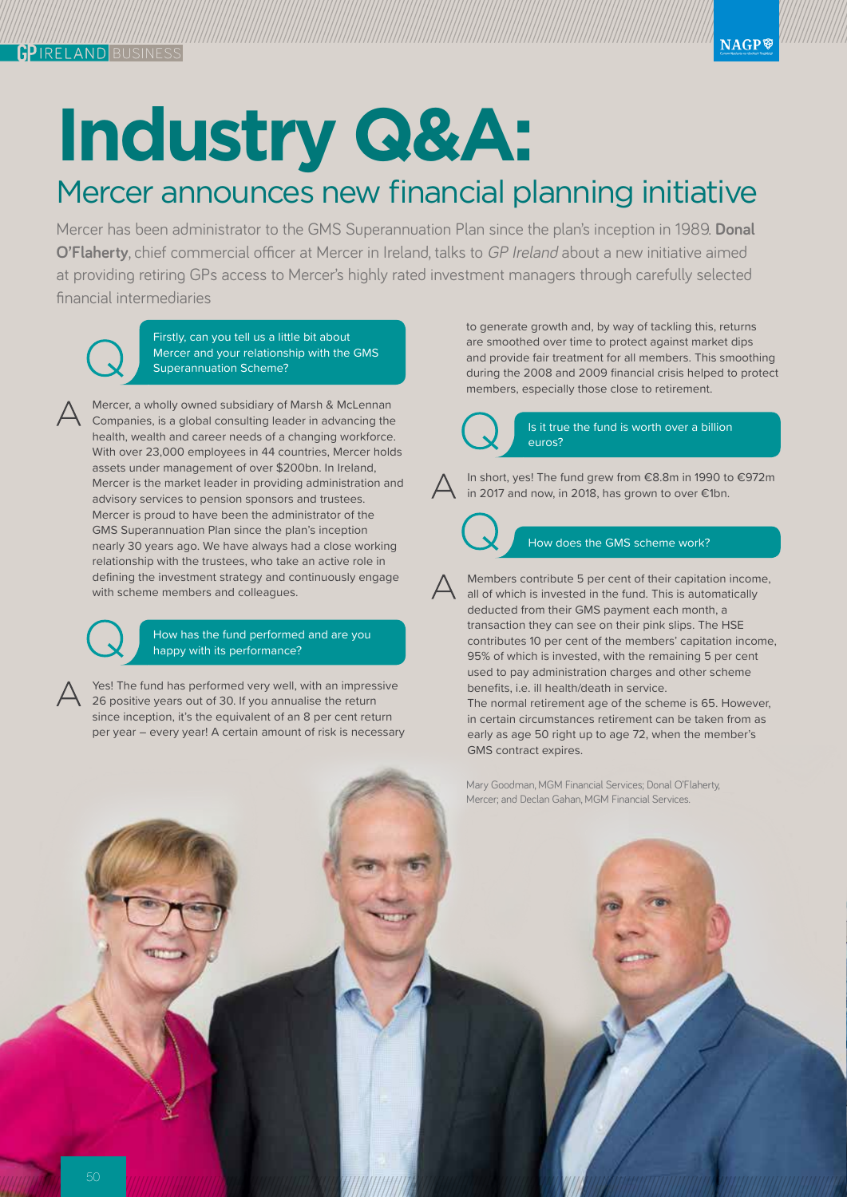# Industry Q&A:

## Mercer announces new financial planning initiative

Mercer has been administrator to the GMS Superannuation Plan since the plan's inception in 1989. **Donal O'Flaherty**, chief commercial officer at Mercer in Ireland, talks to *GP Ireland* about a new initiative aimed at providing retiring GPs access to Mercer's highly rated investment managers through carefully selected financial intermediaries

**Q: Firstly, can you tell us a little bit about Mercer and your relationship with the GMS Superannuation Scheme?**

A: Mercer, a wholly owned subsidiary of Marsh & McLennan Companies, is a global consulting leader in advancing the health, wealth and career needs of a changing workforce. With over 23,000 employees in 44 countries, Mercer holds assets under management of over $200bn. In Ireland, Mercer is the market leader in providing administration and advisory services to pension sponsors and trustees. Mercer is proud to have been the administrator of the GMS Superannuation Plan since the plan's inception nearly 30 years ago. We have always had a close working relationship with the trustees, who take an active role in defining the investment strategy and continuously engage with scheme members and colleagues.

**Q: How has the fund performed and are you happy with its performance?**

A: Yes! The fund has performed very well, with an impressive 26 positive years out of 30. If you annualise the return since inception, it's the equivalent of an 8 per cent return per year – every year! A certain amount of risk is necessary to generate growth and, by way of tackling this, returns are smoothed over time to protect against market dips and provide fair treatment for all members. This smoothing during the 2008 and 2009 financial crisis helped to protect members, especially those close to retirement.

**Q: Is it true the fund is worth over a billion euros?**

A: In short, yes! The fund grew from €8.8m in 1990 to €972m in 2017 and now, in 2018, has grown to over €1bn.

**Q: How does the GMS scheme work?**

A: Members contribute 5 per cent of their capitation income, all of which is invested in the fund. This is automatically deducted from their GMS payment each month, a transaction they can see on their pink slips. The HSE contributes 10 per cent of the members' capitation income, 95% of which is invested, with the remaining 5 per cent used to pay administration charges and other scheme benefits, i.e. ill health/death in service.
The normal retirement age of the scheme is 65. However, in certain circumstances retirement can be taken from as early as age 50 right up to age 72, when the member's GMS contract expires.

Mary Goodman, MGM Financial Services; Donal O'Flaherty, Mercer; and Declan Gahan, MGM Financial Services.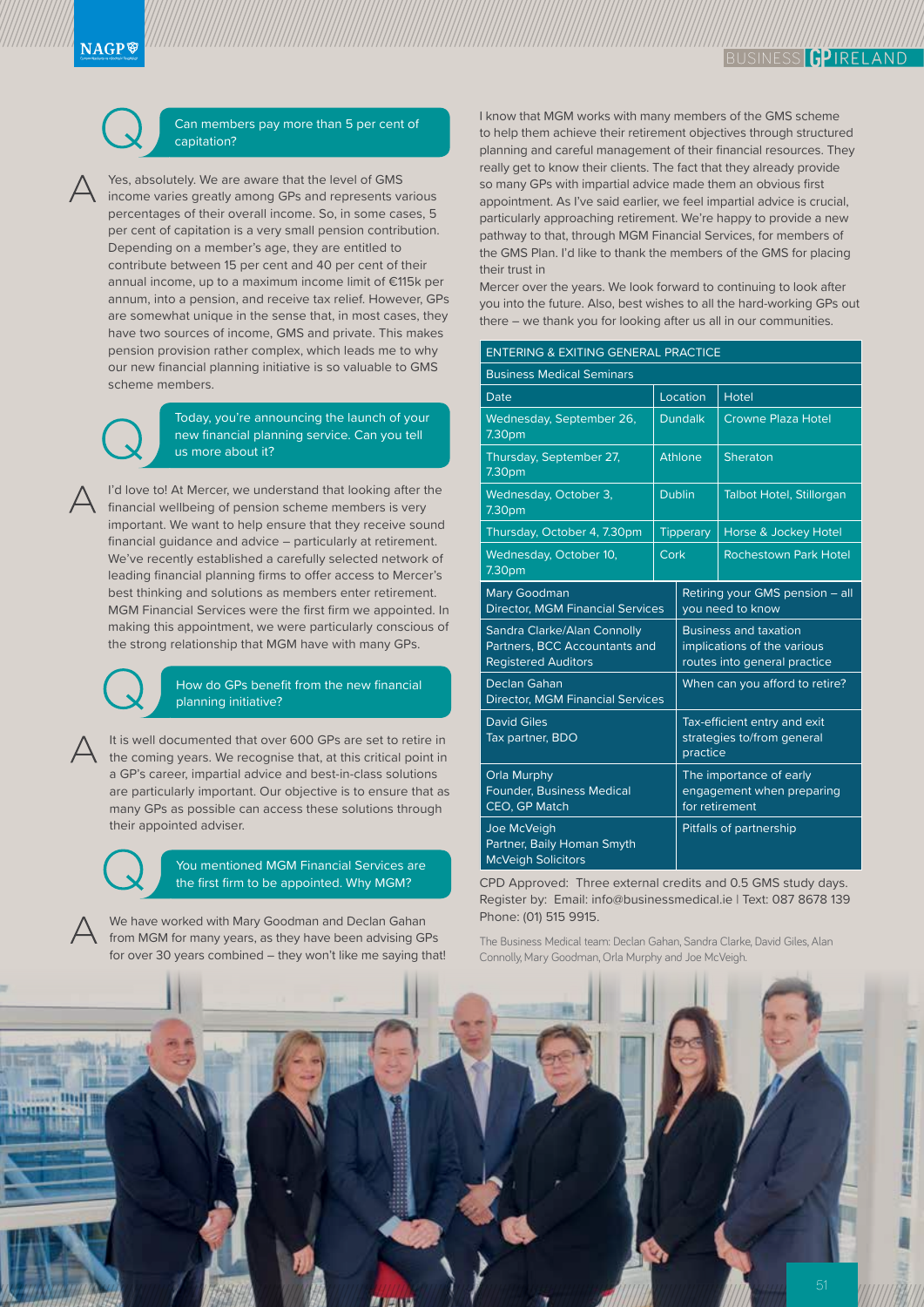**Q** Can members pay more than 5 per cent of capitation?

**A** Yes, absolutely. We are aware that the level of GMS income varies greatly among GPs and represents various percentages of their overall income. So, in some cases, 5 per cent of capitation is a very small pension contribution. Depending on a member's age, they are entitled to contribute between 15 per cent and 40 per cent of their annual income, up to a maximum income limit of €115k per annum, into a pension, and receive tax relief. However, GPs are somewhat unique in the sense that, in most cases, they have two sources of income, GMS and private. This makes pension provision rather complex, which leads me to why our new financial planning initiative is so valuable to GMS scheme members.

**Q** Today, you're announcing the launch of your new financial planning service. Can you tell us more about it?

**A** I'd love to! At Mercer, we understand that looking after the financial wellbeing of pension scheme members is very important. We want to help ensure that they receive sound financial guidance and advice – particularly at retirement. We've recently established a carefully selected network of leading financial planning firms to offer access to Mercer's best thinking and solutions as members enter retirement. MGM Financial Services were the first firm we appointed. In making this appointment, we were particularly conscious of the strong relationship that MGM have with many GPs.

**Q** How do GPs benefit from the new financial planning initiative?

**A** It is well documented that over 600 GPs are set to retire in the coming years. We recognise that, at this critical point in a GP's career, impartial advice and best-in-class solutions are particularly important. Our objective is to ensure that as many GPs as possible can access these solutions through their appointed adviser.

**Q** You mentioned MGM Financial Services are the first firm to be appointed. Why MGM?

**A** We have worked with Mary Goodman and Declan Gahan from MGM for many years, as they have been advising GPs for over 30 years combined – they won't like me saying that! I know that MGM works with many members of the GMS scheme to help them achieve their retirement objectives through structured planning and careful management of their financial resources. They really get to know their clients. The fact that they already provide so many GPs with impartial advice made them an obvious first appointment. As I've said earlier, we feel impartial advice is crucial, particularly approaching retirement. We're happy to provide a new pathway to that, through MGM Financial Services, for members of the GMS Plan. I'd like to thank the members of the GMS for placing their trust in

Mercer over the years. We look forward to continuing to look after you into the future. Also, best wishes to all the hard-working GPs out there – we thank you for looking after us all in our communities.

| ENTERING & EXITING GENERAL PRACTICE | | |
|---|---|---|
| Business Medical Seminars | | |
| Date | Location | Hotel |
| Wednesday, September 26, 7.30pm | Dundalk | Crowne Plaza Hotel |
| Thursday, September 27, 7.30pm | Athlone | Sheraton |
| Wednesday, October 3, 7.30pm | Dublin | Talbot Hotel, Stillorgan |
| Thursday, October 4, 7.30pm | Tipperary | Horse & Jockey Hotel |
| Wednesday, October 10, 7.30pm | Cork | Rochestown Park Hotel |

| | |
|---|---|
| Mary Goodman<br>Director, MGM Financial Services | Retiring your GMS pension – all you need to know |
| Sandra Clarke/Alan Connolly<br>Partners, BCC Accountants and Registered Auditors | Business and taxation implications of the various routes into general practice |
| Declan Gahan<br>Director, MGM Financial Services | When can you afford to retire? |
| David Giles<br>Tax partner, BDO | Tax-efficient entry and exit strategies to/from general practice |
| Orla Murphy<br>Founder, Business Medical<br>CEO, GP Match | The importance of early engagement when preparing for retirement |
| Joe McVeigh<br>Partner, Baily Homan Smyth McVeigh Solicitors | Pitfalls of partnership |

CPD Approved: Three external credits and 0.5 GMS study days.
Register by: Email: info@businessmedical.ie | Text: 087 8678 139
Phone: (01) 515 9915.

The Business Medical team: Declan Gahan, Sandra Clarke, David Giles, Alan Connolly, Mary Goodman, Orla Murphy and Joe McVeigh.